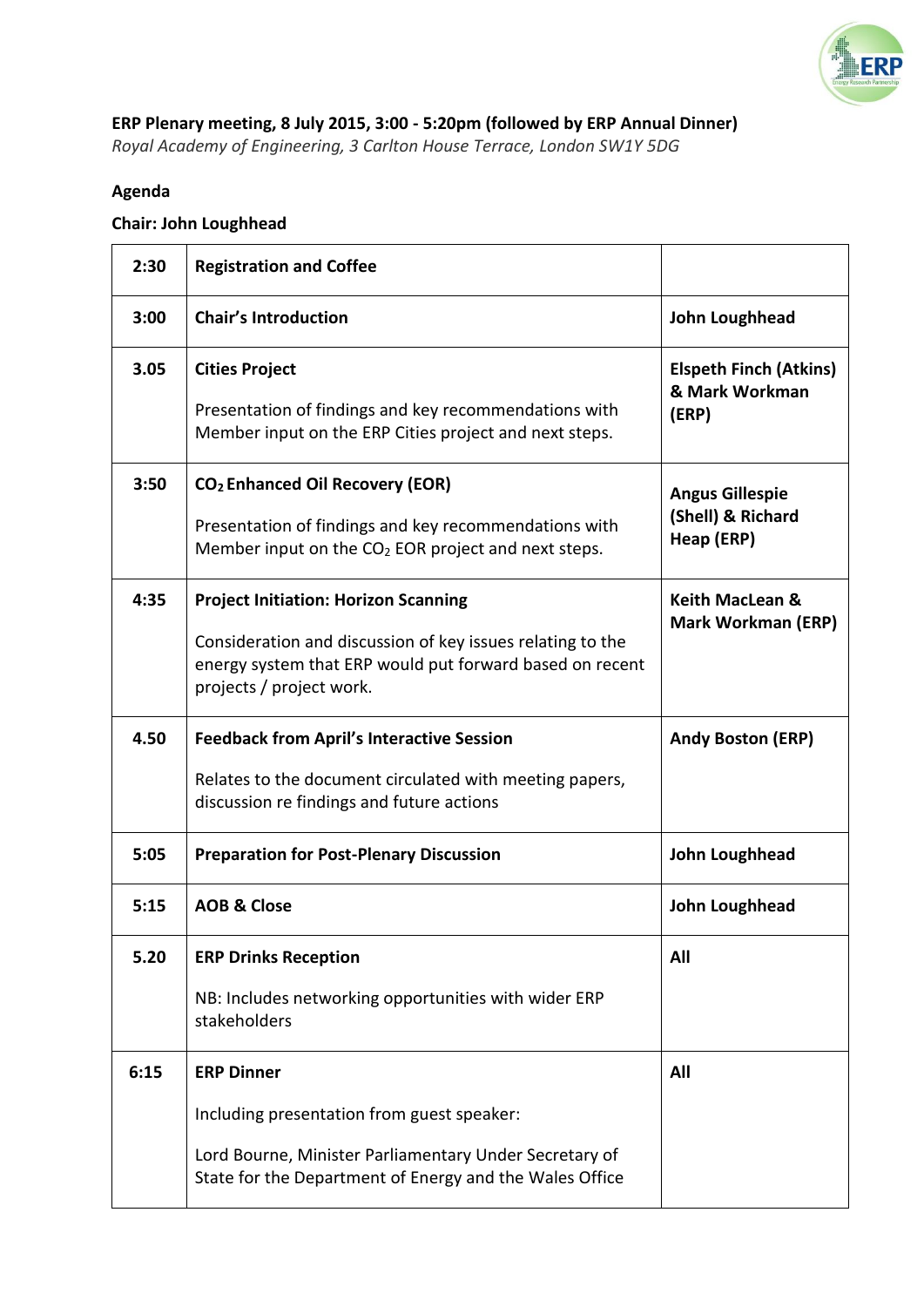**ERP Plenary meeting, 8 July 2015, 3:00 - 5:20pm (followed by ERP Annual Dinner)**

*Royal Academy of Engineering, 3 Carlton House Terrace, London SW1Y 5DG*

**Agenda**

**Chair: John Loughhead**

| | | |
|---|---|---|
| **2:30** | **Registration and Coffee** | |
| **3:00** | **Chair's Introduction** | **John Loughhead** |
| **3.05** | **Cities Project**<br><br>Presentation of findings and key recommendations with Member input on the ERP Cities project and next steps. | **Elspeth Finch (Atkins) & Mark Workman (ERP)** |
| **3:50** | **$CO_2$ Enhanced Oil Recovery (EOR)**<br><br>Presentation of findings and key recommendations with Member input on the $CO_2$ EOR project and next steps. | **Angus Gillespie (Shell) & Richard Heap (ERP)** |
| **4:35** | **Project Initiation: Horizon Scanning**<br><br>Consideration and discussion of key issues relating to the energy system that ERP would put forward based on recent projects / project work. | **Keith MacLean & Mark Workman (ERP)** |
| **4.50** | **Feedback from April's Interactive Session**<br><br>Relates to the document circulated with meeting papers, discussion re findings and future actions | **Andy Boston (ERP)** |
| **5:05** | **Preparation for Post-Plenary Discussion** | **John Loughhead** |
| **5:15** | **AOB & Close** | **John Loughhead** |
| **5.20** | **ERP Drinks Reception**<br><br>NB: Includes networking opportunities with wider ERP stakeholders | **All** |
| **6:15** | **ERP Dinner**<br><br>Including presentation from guest speaker:<br><br>Lord Bourne, Minister Parliamentary Under Secretary of State for the Department of Energy and the Wales Office | **All** |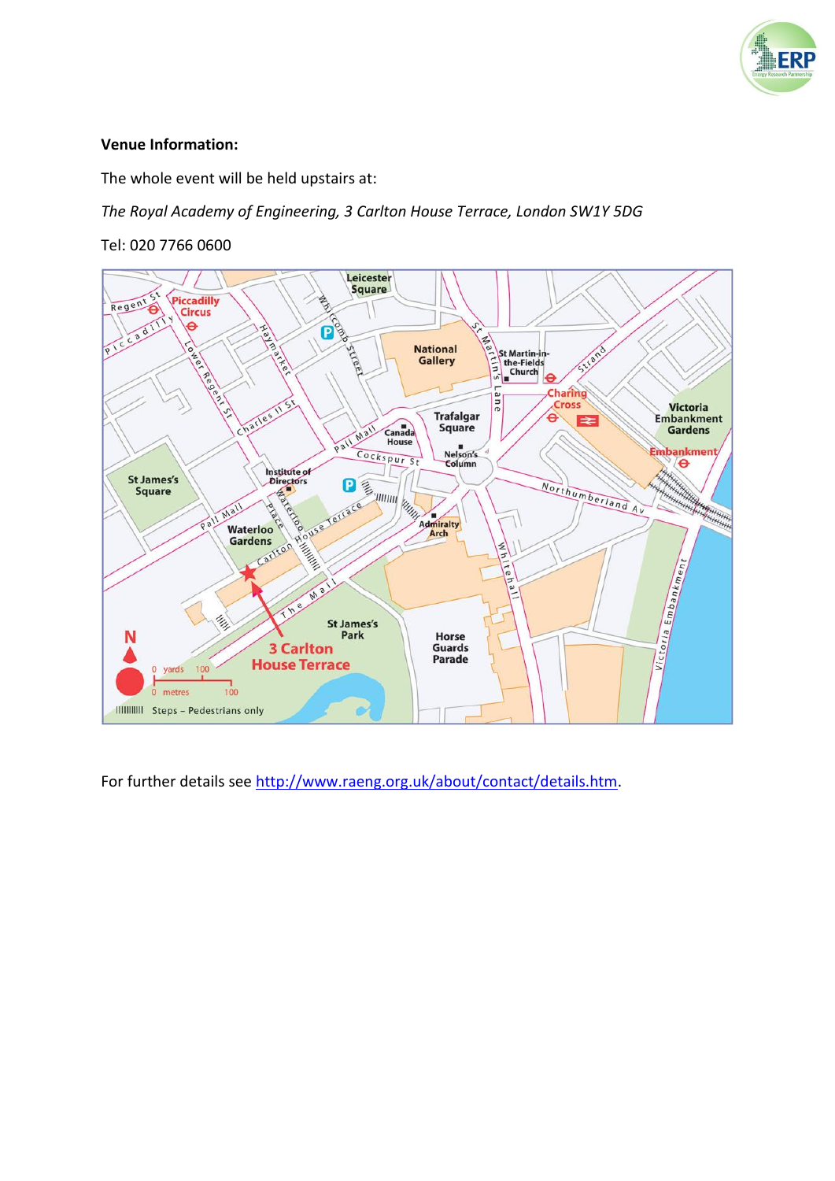**Venue Information:**

The whole event will be held upstairs at:

*The Royal Academy of Engineering, 3 Carlton House Terrace, London SW1Y 5DG*

Tel: 020 7766 0600

For further details see http://www.raeng.org.uk/about/contact/details.htm.